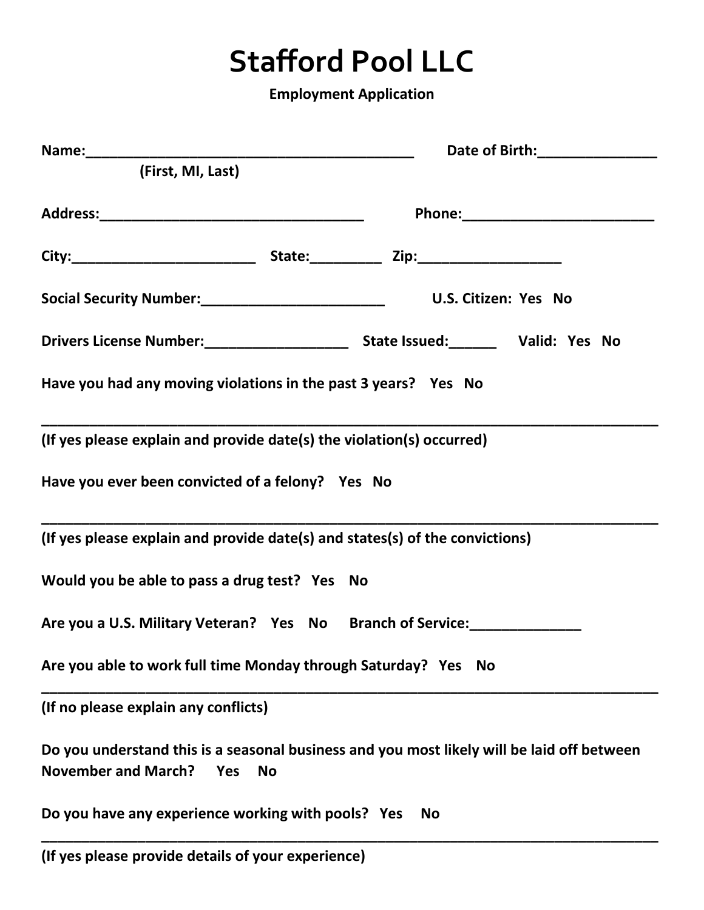# Stafford Pool LLC

**Employment Application**

**Name:**___________________________________________ **Date of Birth:**_______________
**(First, MI, Last)**

**Address:**___________________________________ **Phone:**_________________________

**City:**________________________ **State:**_________ **Zip:**___________________

**Social Security Number:**________________________ **U.S. Citizen: Yes No**

**Drivers License Number:**___________________ **State Issued:**______ **Valid: Yes No**

**Have you had any moving violations in the past 3 years? Yes No**

_____________________________________________________________________________________

**(If yes please explain and provide date(s) the violation(s) occurred)**

**Have you ever been convicted of a felony? Yes No**

_____________________________________________________________________________________

**(If yes please explain and provide date(s) and states(s) of the convictions)**

**Would you be able to pass a drug test? Yes No**

**Are you a U.S. Military Veteran? Yes No Branch of Service:**______________

**Are you able to work full time Monday through Saturday? Yes No**

_____________________________________________________________________________________

**(If no please explain any conflicts)**

**Do you understand this is a seasonal business and you most likely will be laid off between November and March? Yes No**

**Do you have any experience working with pools? Yes No**

_____________________________________________________________________________________

**(If yes please provide details of your experience)**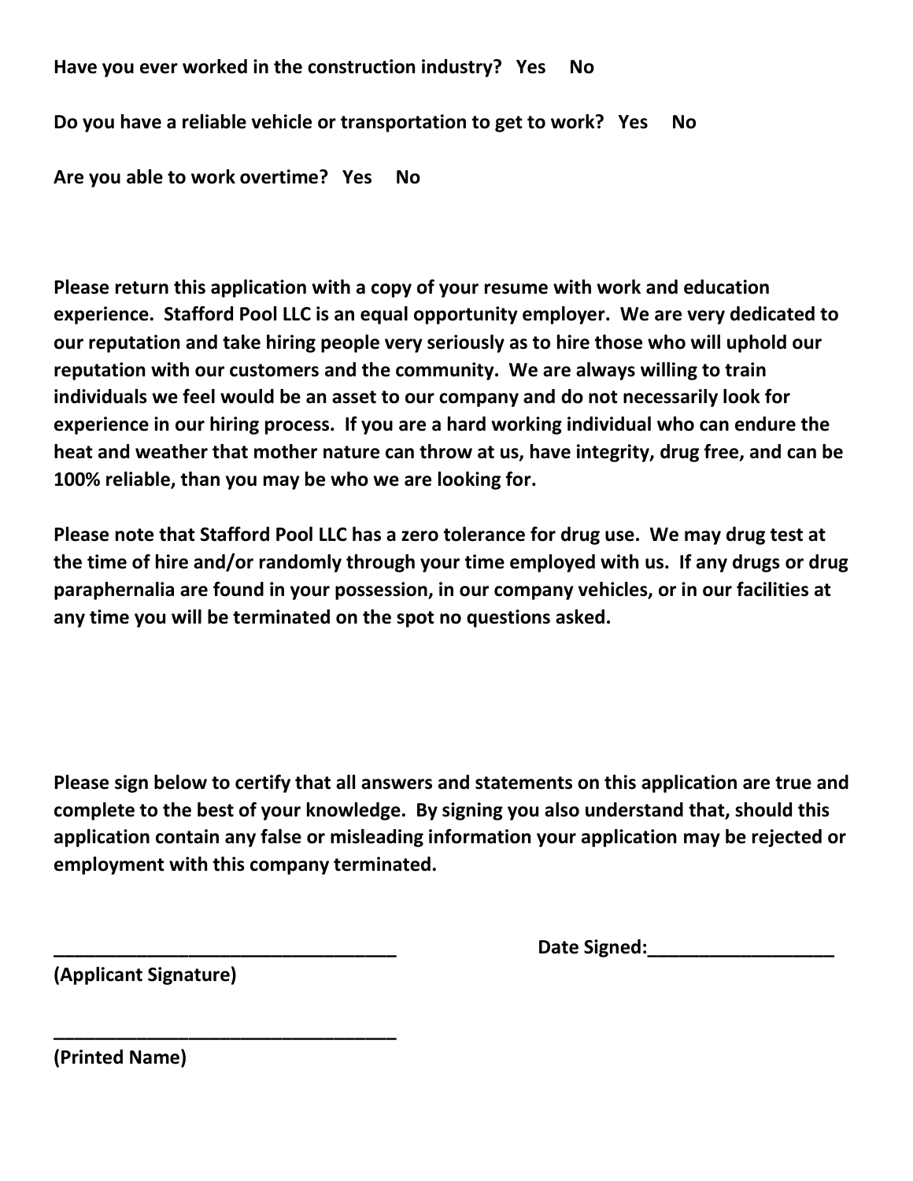**Have you ever worked in the construction industry? Yes No**

**Do you have a reliable vehicle or transportation to get to work? Yes No**

**Are you able to work overtime? Yes No**

**Please return this application with a copy of your resume with work and education experience. Stafford Pool LLC is an equal opportunity employer. We are very dedicated to our reputation and take hiring people very seriously as to hire those who will uphold our reputation with our customers and the community. We are always willing to train individuals we feel would be an asset to our company and do not necessarily look for experience in our hiring process. If you are a hard working individual who can endure the heat and weather that mother nature can throw at us, have integrity, drug free, and can be 100% reliable, than you may be who we are looking for.**

**Please note that Stafford Pool LLC has a zero tolerance for drug use. We may drug test at the time of hire and/or randomly through your time employed with us. If any drugs or drug paraphernalia are found in your possession, in our company vehicles, or in our facilities at any time you will be terminated on the spot no questions asked.**

**Please sign below to certify that all answers and statements on this application are true and complete to the best of your knowledge. By signing you also understand that, should this application contain any false or misleading information your application may be rejected or employment with this company terminated.**

**___________________________________** **Date Signed:__________________**

**(Applicant Signature)**

**___________________________________**

**(Printed Name)**